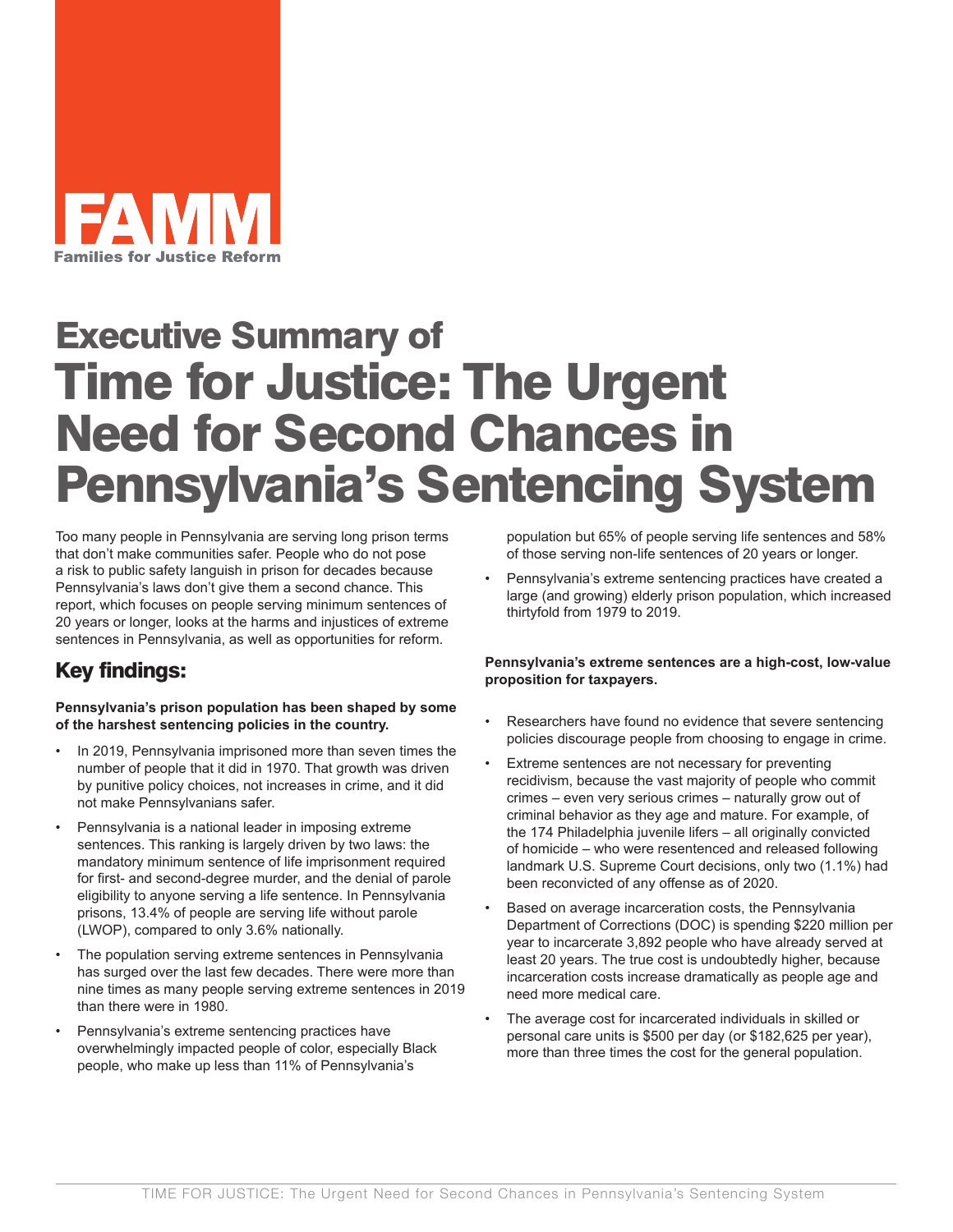FAMM

Families for Justice Reform

# Executive Summary of Time for Justice: The Urgent Need for Second Chances in Pennsylvania's Sentencing System

Too many people in Pennsylvania are serving long prison terms that don't make communities safer. People who do not pose a risk to public safety languish in prison for decades because Pennsylvania's laws don't give them a second chance. This report, which focuses on people serving minimum sentences of 20 years or longer, looks at the harms and injustices of extreme sentences in Pennsylvania, as well as opportunities for reform.

## Key findings:

**Pennsylvania's prison population has been shaped by some of the harshest sentencing policies in the country.**

- In 2019, Pennsylvania imprisoned more than seven times the number of people that it did in 1970. That growth was driven by punitive policy choices, not increases in crime, and it did not make Pennsylvanians safer.
- Pennsylvania is a national leader in imposing extreme sentences. This ranking is largely driven by two laws: the mandatory minimum sentence of life imprisonment required for first- and second-degree murder, and the denial of parole eligibility to anyone serving a life sentence. In Pennsylvania prisons, 13.4% of people are serving life without parole (LWOP), compared to only 3.6% nationally.
- The population serving extreme sentences in Pennsylvania has surged over the last few decades. There were more than nine times as many people serving extreme sentences in 2019 than there were in 1980.
- Pennsylvania's extreme sentencing practices have overwhelmingly impacted people of color, especially Black people, who make up less than 11% of Pennsylvania's population but 65% of people serving life sentences and 58% of those serving non-life sentences of 20 years or longer.
- Pennsylvania's extreme sentencing practices have created a large (and growing) elderly prison population, which increased thirtyfold from 1979 to 2019.

**Pennsylvania's extreme sentences are a high-cost, low-value proposition for taxpayers.**

- Researchers have found no evidence that severe sentencing policies discourage people from choosing to engage in crime.
- Extreme sentences are not necessary for preventing recidivism, because the vast majority of people who commit crimes – even very serious crimes – naturally grow out of criminal behavior as they age and mature. For example, of the 174 Philadelphia juvenile lifers – all originally convicted of homicide – who were resentenced and released following landmark U.S. Supreme Court decisions, only two (1.1%) had been reconvicted of any offense as of 2020.
- Based on average incarceration costs, the Pennsylvania Department of Corrections (DOC) is spending $220 million per year to incarcerate 3,892 people who have already served at least 20 years. The true cost is undoubtedly higher, because incarceration costs increase dramatically as people age and need more medical care.
- The average cost for incarcerated individuals in skilled or personal care units is $500 per day (or $182,625 per year), more than three times the cost for the general population.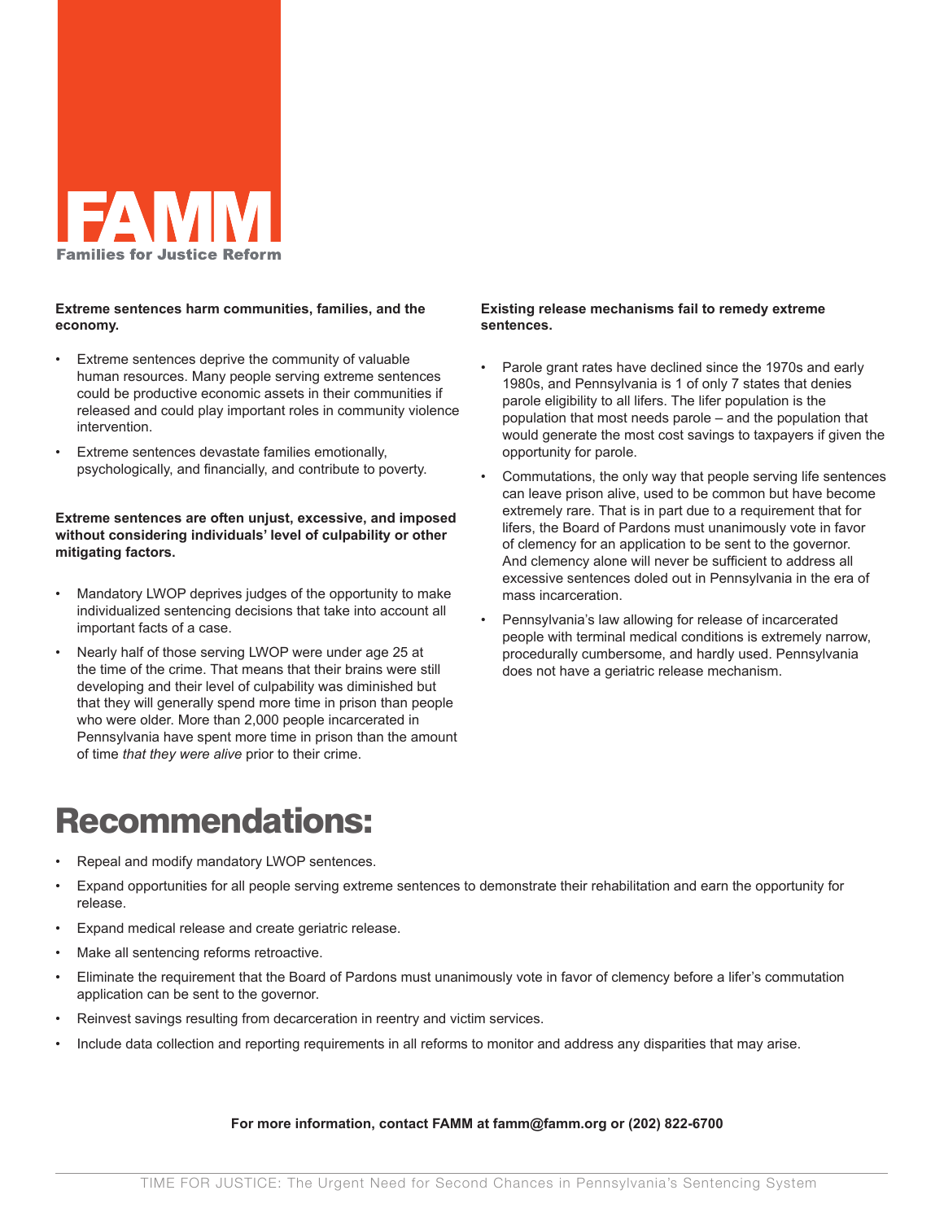FAMM

Families for Justice Reform

**Extreme sentences harm communities, families, and the economy.**

- Extreme sentences deprive the community of valuable human resources. Many people serving extreme sentences could be productive economic assets in their communities if released and could play important roles in community violence intervention.
- Extreme sentences devastate families emotionally, psychologically, and financially, and contribute to poverty.

**Extreme sentences are often unjust, excessive, and imposed without considering individuals' level of culpability or other mitigating factors.**

- Mandatory LWOP deprives judges of the opportunity to make individualized sentencing decisions that take into account all important facts of a case.
- Nearly half of those serving LWOP were under age 25 at the time of the crime. That means that their brains were still developing and their level of culpability was diminished but that they will generally spend more time in prison than people who were older. More than 2,000 people incarcerated in Pennsylvania have spent more time in prison than the amount of time *that they were alive* prior to their crime.

**Existing release mechanisms fail to remedy extreme sentences.**

- Parole grant rates have declined since the 1970s and early 1980s, and Pennsylvania is 1 of only 7 states that denies parole eligibility to all lifers. The lifer population is the population that most needs parole – and the population that would generate the most cost savings to taxpayers if given the opportunity for parole.
- Commutations, the only way that people serving life sentences can leave prison alive, used to be common but have become extremely rare. That is in part due to a requirement that for lifers, the Board of Pardons must unanimously vote in favor of clemency for an application to be sent to the governor. And clemency alone will never be sufficient to address all excessive sentences doled out in Pennsylvania in the era of mass incarceration.
- Pennsylvania's law allowing for release of incarcerated people with terminal medical conditions is extremely narrow, procedurally cumbersome, and hardly used. Pennsylvania does not have a geriatric release mechanism.

# Recommendations:

- Repeal and modify mandatory LWOP sentences.
- Expand opportunities for all people serving extreme sentences to demonstrate their rehabilitation and earn the opportunity for release.
- Expand medical release and create geriatric release.
- Make all sentencing reforms retroactive.
- Eliminate the requirement that the Board of Pardons must unanimously vote in favor of clemency before a lifer's commutation application can be sent to the governor.
- Reinvest savings resulting from decarceration in reentry and victim services.
- Include data collection and reporting requirements in all reforms to monitor and address any disparities that may arise.

**For more information, contact FAMM at famm@famm.org or (202) 822-6700**